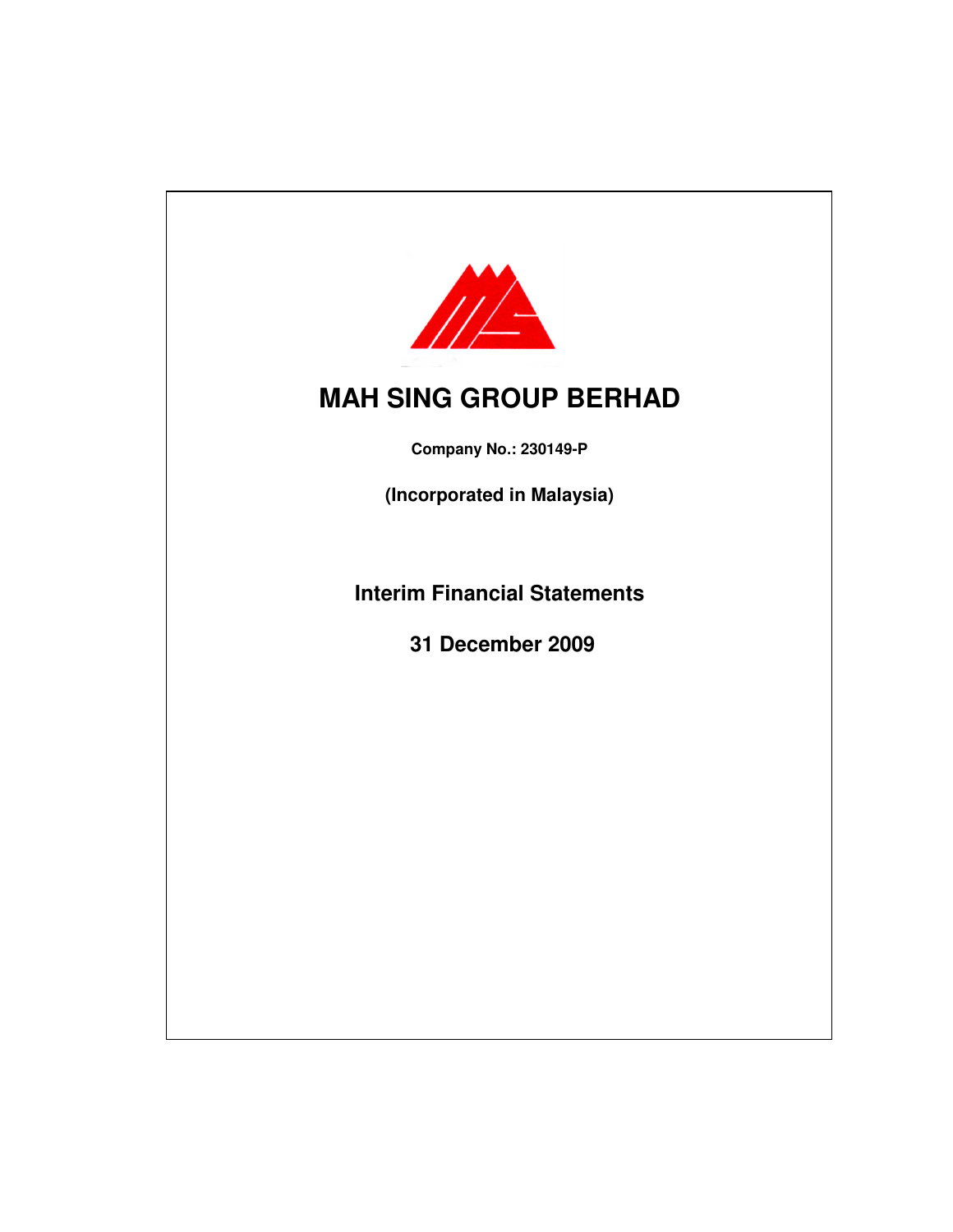# MAH SING GROUP BERHAD

**Company No.: 230149-P**

**(Incorporated in Malaysia)**

## Interim Financial Statements

## 31 December 2009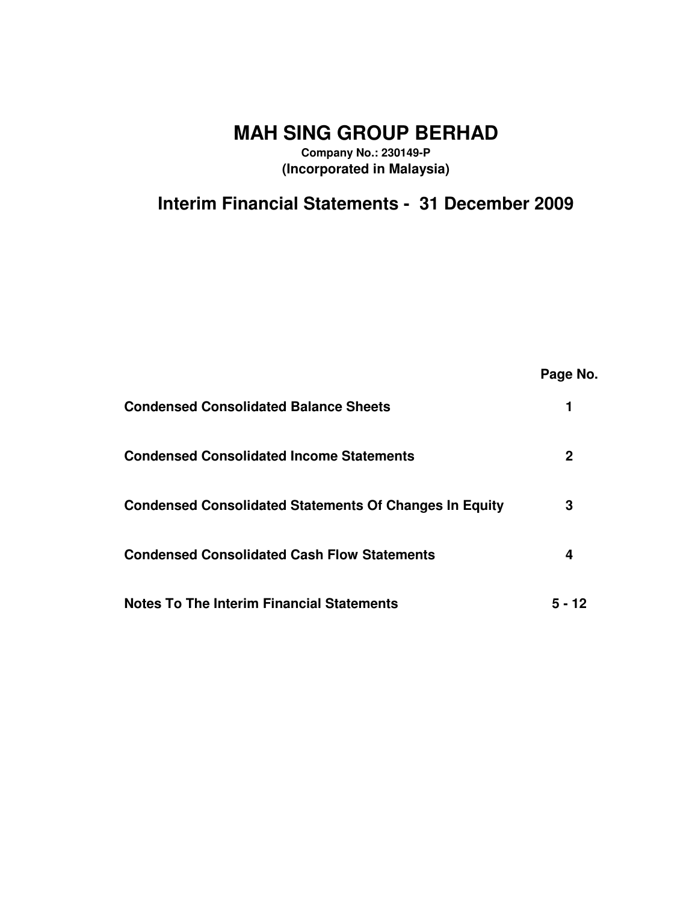# MAH SING GROUP BERHAD

**Company No.: 230149-P**
**(Incorporated in Malaysia)**

## Interim Financial Statements - 31 December 2009

| | Page No. |
|---|---|
| **Condensed Consolidated Balance Sheets** | 1 |
| **Condensed Consolidated Income Statements** | 2 |
| **Condensed Consolidated Statements Of Changes In Equity** | 3 |
| **Condensed Consolidated Cash Flow Statements** | 4 |
| **Notes To The Interim Financial Statements** | 5 - 12 |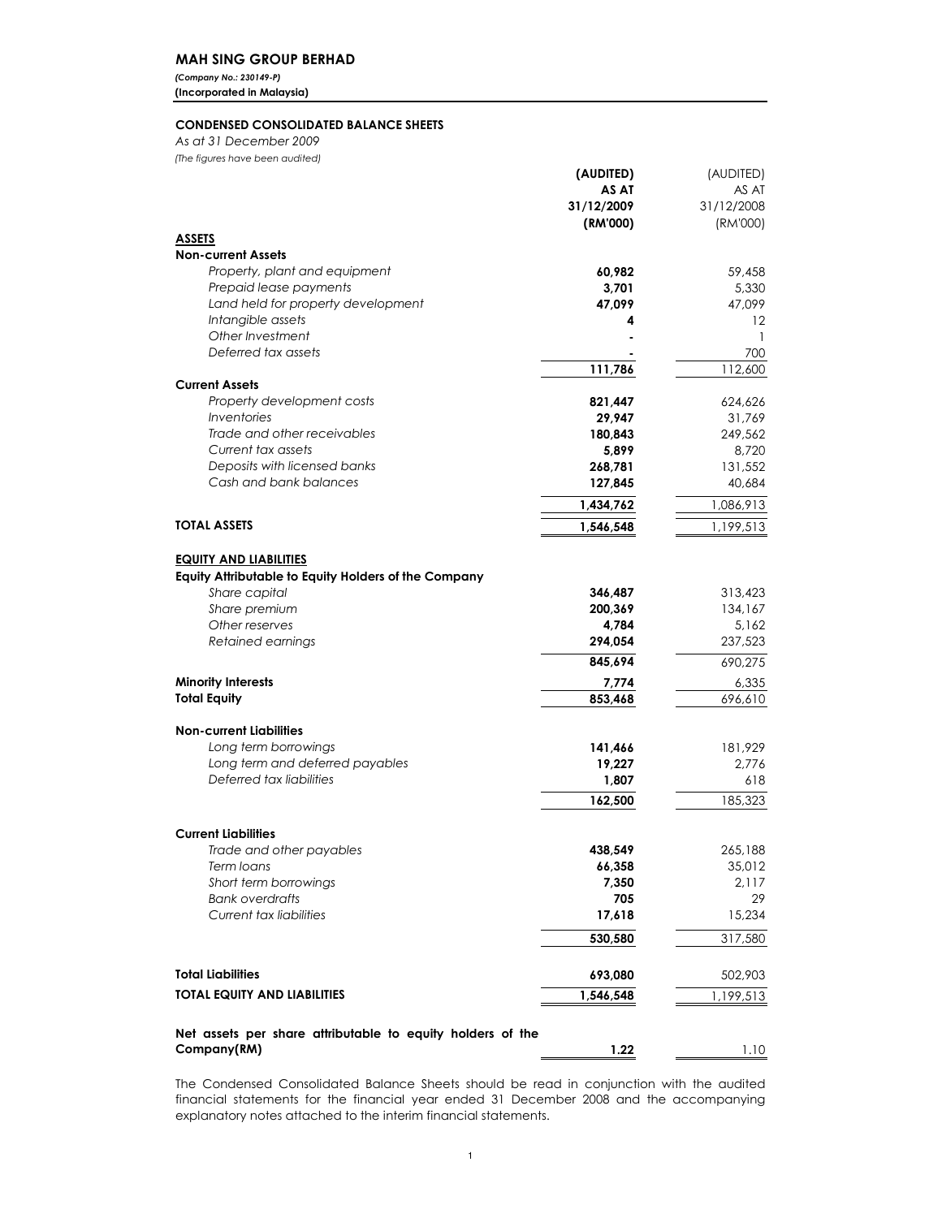**MAH SING GROUP BERHAD**

*(Company No.: 230149-P)*

**(Incorporated in Malaysia)**

**CONDENSED CONSOLIDATED BALANCE SHEETS**

*As at 31 December 2009*

*(The figures have been audited)*

| | **(AUDITED) AS AT 31/12/2009 (RM'000)** | (AUDITED) AS AT 31/12/2008 (RM'000) |
|---|---|---|
| **ASSETS** | | |
| **Non-current Assets** | | |
| *Property, plant and equipment* | **60,982** | 59,458 |
| *Prepaid lease payments* | **3,701** | 5,330 |
| *Land held for property development* | **47,099** | 47,099 |
| *Intangible assets* | **4** | 12 |
| *Other Investment* | **-** | 1 |
| *Deferred tax assets* | **-** | 700 |
| | **111,786** | 112,600 |
| **Current Assets** | | |
| *Property development costs* | **821,447** | 624,626 |
| *Inventories* | **29,947** | 31,769 |
| *Trade and other receivables* | **180,843** | 249,562 |
| *Current tax assets* | **5,899** | 8,720 |
| *Deposits with licensed banks* | **268,781** | 131,552 |
| *Cash and bank balances* | **127,845** | 40,684 |
| | **1,434,762** | 1,086,913 |
| **TOTAL ASSETS** | **1,546,548** | 1,199,513 |
| | | |
| **EQUITY AND LIABILITIES** | | |
| **Equity Attributable to Equity Holders of the Company** | | |
| *Share capital* | **346,487** | 313,423 |
| *Share premium* | **200,369** | 134,167 |
| *Other reserves* | **4,784** | 5,162 |
| *Retained earnings* | **294,054** | 237,523 |
| | **845,694** | 690,275 |
| **Minority Interests** | **7,774** | 6,335 |
| **Total Equity** | **853,468** | 696,610 |
| | | |
| **Non-current Liabilities** | | |
| *Long term borrowings* | **141,466** | 181,929 |
| *Long term and deferred payables* | **19,227** | 2,776 |
| *Deferred tax liabilities* | **1,807** | 618 |
| | **162,500** | 185,323 |
| | | |
| **Current Liabilities** | | |
| *Trade and other payables* | **438,549** | 265,188 |
| *Term loans* | **66,358** | 35,012 |
| *Short term borrowings* | **7,350** | 2,117 |
| *Bank overdrafts* | **705** | 29 |
| *Current tax liabilities* | **17,618** | 15,234 |
| | **530,580** | 317,580 |
| | | |
| **Total Liabilities** | **693,080** | 502,903 |
| **TOTAL EQUITY AND LIABILITIES** | **1,546,548** | 1,199,513 |
| | | |
| **Net assets per share attributable to equity holders of the Company(RM)** | **1.22** | 1.10 |

The Condensed Consolidated Balance Sheets should be read in conjunction with the audited financial statements for the financial year ended 31 December 2008 and the accompanying explanatory notes attached to the interim financial statements.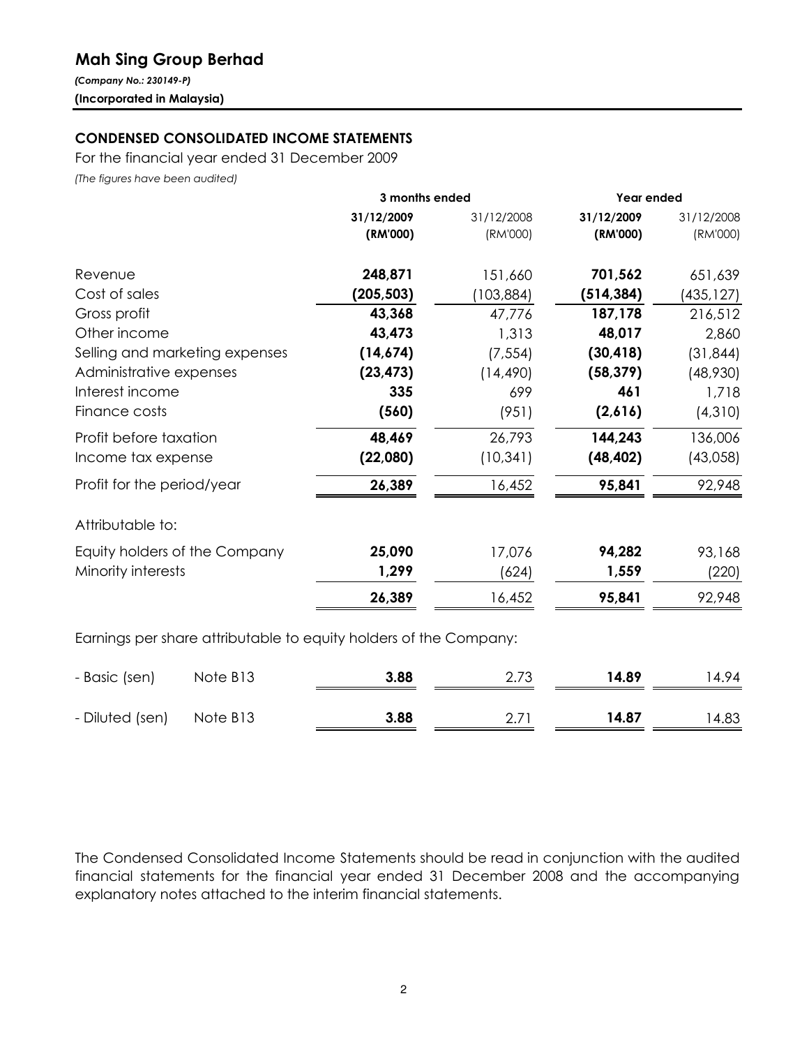# Mah Sing Group Berhad

*(Company No.: 230149-P)*
**(Incorporated in Malaysia)**

## CONDENSED CONSOLIDATED INCOME STATEMENTS

For the financial year ended 31 December 2009

*(The figures have been audited)*

| | | 3 months ended | | Year ended | |
|---|---|---|---|---|---|
| | | **31/12/2009** | 31/12/2008 | **31/12/2009** | 31/12/2008 |
| | | **(RM'000)** | (RM'000) | **(RM'000)** | (RM'000) |
| Revenue | | **248,871** | 151,660 | **701,562** | 651,639 |
| Cost of sales | | **(205,503)** | (103,884) | **(514,384)** | (435,127) |
| Gross profit | | **43,368** | 47,776 | **187,178** | 216,512 |
| Other income | | **43,473** | 1,313 | **48,017** | 2,860 |
| Selling and marketing expenses | | **(14,674)** | (7,554) | **(30,418)** | (31,844) |
| Administrative expenses | | **(23,473)** | (14,490) | **(58,379)** | (48,930) |
| Interest income | | **335** | 699 | **461** | 1,718 |
| Finance costs | | **(560)** | (951) | **(2,616)** | (4,310) |
| Profit before taxation | | **48,469** | 26,793 | **144,243** | 136,006 |
| Income tax expense | | **(22,080)** | (10,341) | **(48,402)** | (43,058) |
| Profit for the period/year | | **26,389** | 16,452 | **95,841** | 92,948 |
| Attributable to: | | | | | |
| Equity holders of the Company | | **25,090** | 17,076 | **94,282** | 93,168 |
| Minority interests | | **1,299** | (624) | **1,559** | (220) |
| | | **26,389** | 16,452 | **95,841** | 92,948 |
| Earnings per share attributable to equity holders of the Company: | | | | | |
| - Basic (sen) | Note B13 | **3.88** | 2.73 | **14.89** | 14.94 |
| - Diluted (sen) | Note B13 | **3.88** | 2.71 | **14.87** | 14.83 |

The Condensed Consolidated Income Statements should be read in conjunction with the audited financial statements for the financial year ended 31 December 2008 and the accompanying explanatory notes attached to the interim financial statements.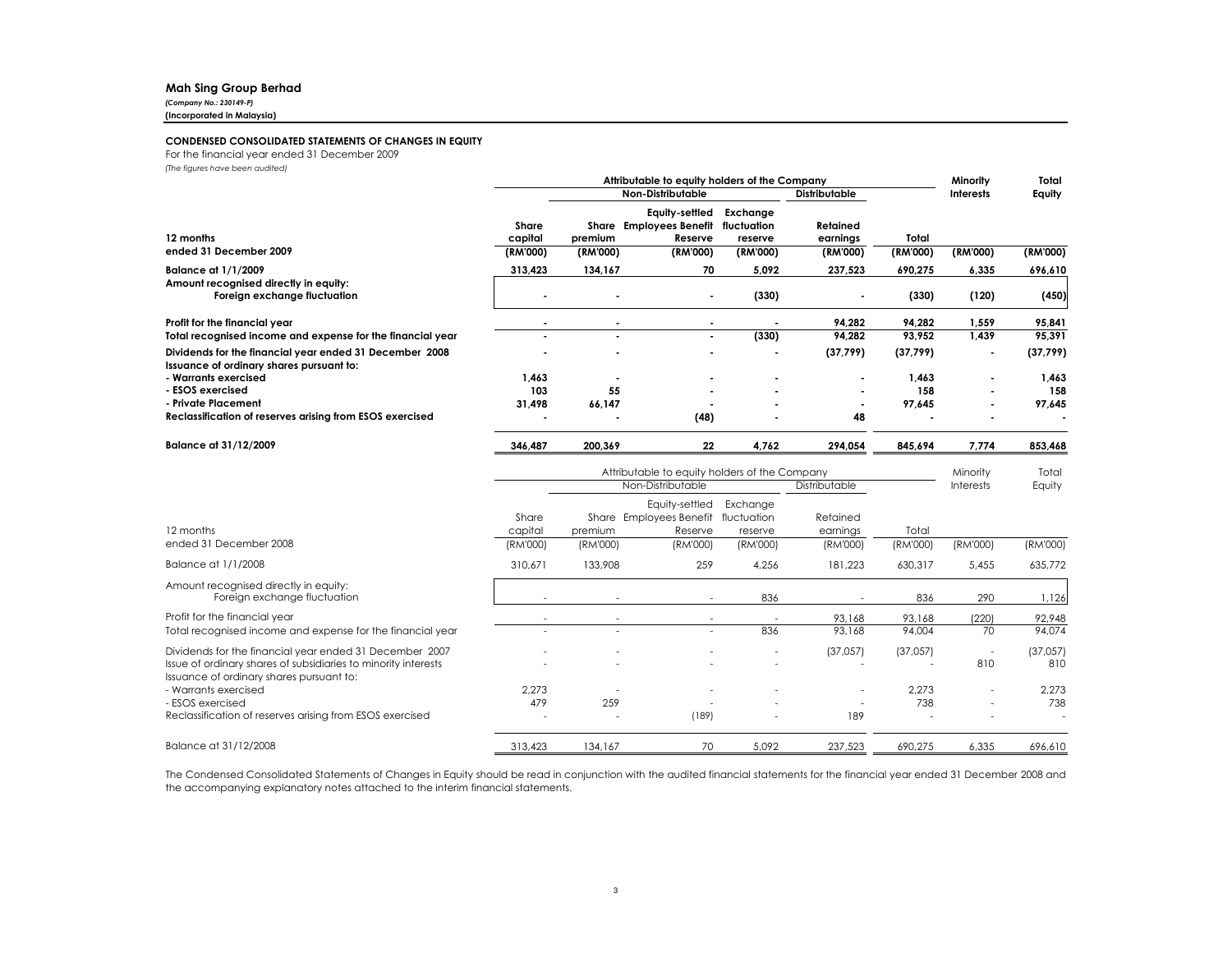**Mah Sing Group Berhad**
*(Company No.: 230149-P)*
**(Incorporated in Malaysia)**

**CONDENSED CONSOLIDATED STATEMENTS OF CHANGES IN EQUITY**

For the financial year ended 31 December 2009

*(The figures have been audited)*

| | Attributable to equity holders of the Company | | | | | | Minority Interests | Total Equity |
|---|---|---|---|---|---|---|---|---|
| | | Non-Distributable | | | Distributable | | | |
| **12 months ended 31 December 2009** | **Share capital (RM'000)** | **Share premium (RM'000)** | **Equity-settled Employees Benefit Reserve (RM'000)** | **Exchange fluctuation reserve (RM'000)** | **Retained earnings (RM'000)** | **Total (RM'000)** | **(RM'000)** | **(RM'000)** |
| **Balance at 1/1/2009** | **313,423** | **134,167** | **70** | **5,092** | **237,523** | **690,275** | **6,335** | **696,610** |
| **Amount recognised directly in equity:** | | | | | | | | |
| **Foreign exchange fluctuation** | **-** | **-** | **-** | **(330)** | **-** | **(330)** | **(120)** | **(450)** |
| **Profit for the financial year** | **-** | **-** | **-** | **-** | **94,282** | **94,282** | **1,559** | **95,841** |
| **Total recognised income and expense for the financial year** | **-** | **-** | **-** | **(330)** | **94,282** | **93,952** | **1,439** | **95,391** |
| **Dividends for the financial year ended 31 December 2008** | **-** | **-** | **-** | **-** | **(37,799)** | **(37,799)** | **-** | **(37,799)** |
| **Issuance of ordinary shares pursuant to:** | | | | | | | | |
| **- Warrants exercised** | **1,463** | **-** | **-** | **-** | **-** | **1,463** | **-** | **1,463** |
| **- ESOS exercised** | **103** | **55** | **-** | **-** | **-** | **158** | **-** | **158** |
| **- Private Placement** | **31,498** | **66,147** | **-** | **-** | **-** | **97,645** | **-** | **97,645** |
| **Reclassification of reserves arising from ESOS exercised** | **-** | **-** | **(48)** | **-** | **48** | **-** | **-** | **-** |
| **Balance at 31/12/2009** | **346,487** | **200,369** | **22** | **4,762** | **294,054** | **845,694** | **7,774** | **853,468** |

| | Attributable to equity holders of the Company | | | | | | Minority Interests | Total Equity |
|---|---|---|---|---|---|---|---|---|
| | | Non-Distributable | | | Distributable | | | |
| 12 months ended 31 December 2008 | Share capital (RM'000) | Share premium (RM'000) | Equity-settled Employees Benefit Reserve (RM'000) | Exchange fluctuation reserve (RM'000) | Retained earnings (RM'000) | Total (RM'000) | (RM'000) | (RM'000) |
| Balance at 1/1/2008 | 310,671 | 133,908 | 259 | 4,256 | 181,223 | 630,317 | 5,455 | 635,772 |
| Amount recognised directly in equity: | | | | | | | | |
| Foreign exchange fluctuation | - | - | - | 836 | - | 836 | 290 | 1,126 |
| Profit for the financial year | - | - | - | - | 93,168 | 93,168 | (220) | 92,948 |
| Total recognised income and expense for the financial year | - | - | - | 836 | 93,168 | 94,004 | 70 | 94,074 |
| Dividends for the financial year ended 31 December 2007 | - | - | - | - | (37,057) | (37,057) | - | (37,057) |
| Issue of ordinary shares of subsidiaries to minority interests | - | - | - | - | - | - | 810 | 810 |
| Issuance of ordinary shares pursuant to: | | | | | | | | |
| - Warrants exercised | 2,273 | - | - | - | - | 2,273 | - | 2,273 |
| - ESOS exercised | 479 | 259 | - | - | - | 738 | - | 738 |
| Reclassification of reserves arising from ESOS exercised | - | - | (189) | - | 189 | - | - | - |
| Balance at 31/12/2008 | 313,423 | 134,167 | 70 | 5,092 | 237,523 | 690,275 | 6,335 | 696,610 |

The Condensed Consolidated Statements of Changes in Equity should be read in conjunction with the audited financial statements for the financial year ended 31 December 2008 and the accompanying explanatory notes attached to the interim financial statements.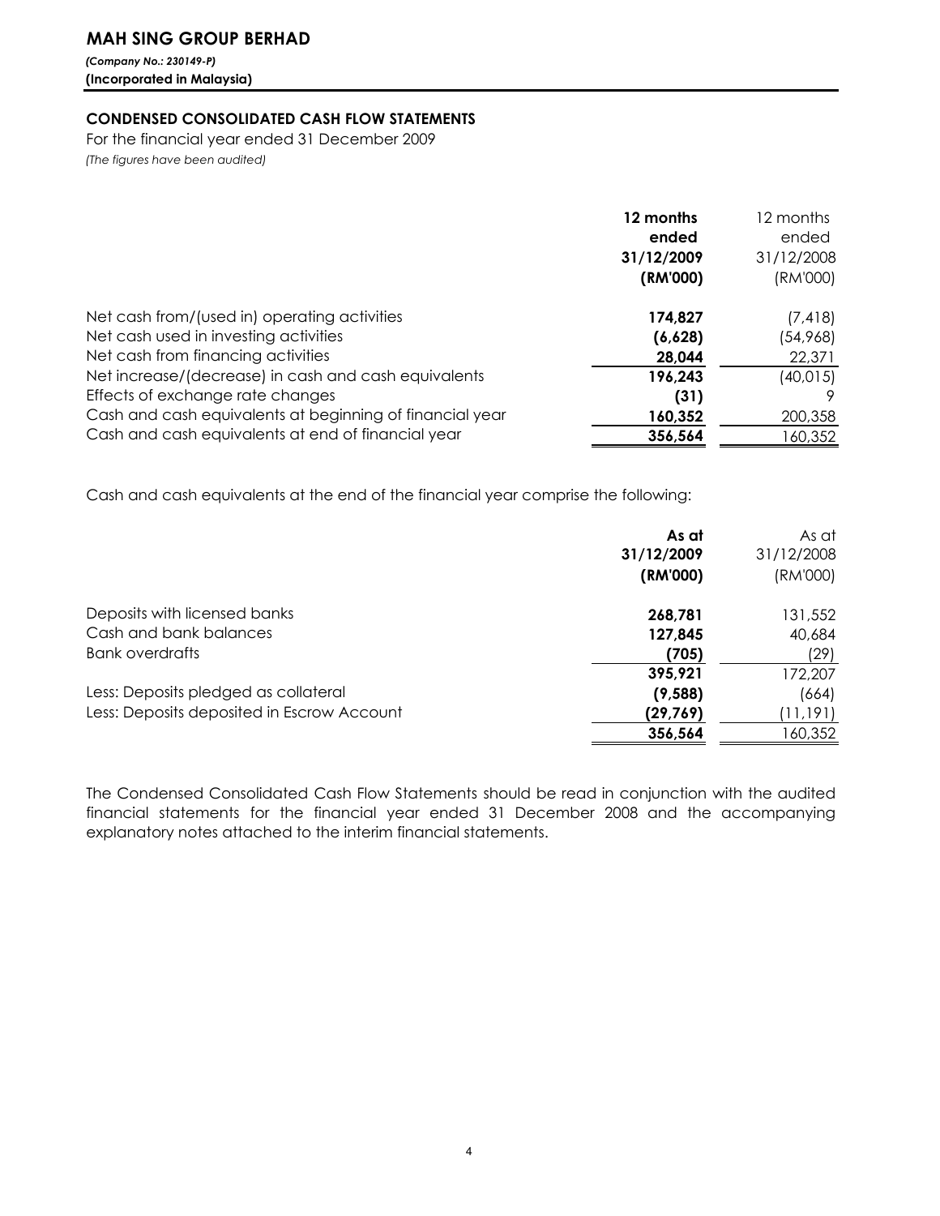# MAH SING GROUP BERHAD

*(Company No.: 230149-P)*
**(Incorporated in Malaysia)**

## CONDENSED CONSOLIDATED CASH FLOW STATEMENTS

For the financial year ended 31 December 2009
*(The figures have been audited)*

| | **12 months ended 31/12/2009 (RM'000)** | 12 months ended 31/12/2008 (RM'000) |
|---|---|---|
| Net cash from/(used in) operating activities | **174,827** | (7,418) |
| Net cash used in investing activities | **(6,628)** | (54,968) |
| Net cash from financing activities | **28,044** | 22,371 |
| Net increase/(decrease) in cash and cash equivalents | **196,243** | (40,015) |
| Effects of exchange rate changes | **(31)** | 9 |
| Cash and cash equivalents at beginning of financial year | **160,352** | 200,358 |
| Cash and cash equivalents at end of financial year | **356,564** | 160,352 |

Cash and cash equivalents at the end of the financial year comprise the following:

| | **As at 31/12/2009 (RM'000)** | As at 31/12/2008 (RM'000) |
|---|---|---|
| Deposits with licensed banks | **268,781** | 131,552 |
| Cash and bank balances | **127,845** | 40,684 |
| Bank overdrafts | **(705)** | (29) |
| | **395,921** | 172,207 |
| Less: Deposits pledged as collateral | **(9,588)** | (664) |
| Less: Deposits deposited in Escrow Account | **(29,769)** | (11,191) |
| | **356,564** | 160,352 |

The Condensed Consolidated Cash Flow Statements should be read in conjunction with the audited financial statements for the financial year ended 31 December 2008 and the accompanying explanatory notes attached to the interim financial statements.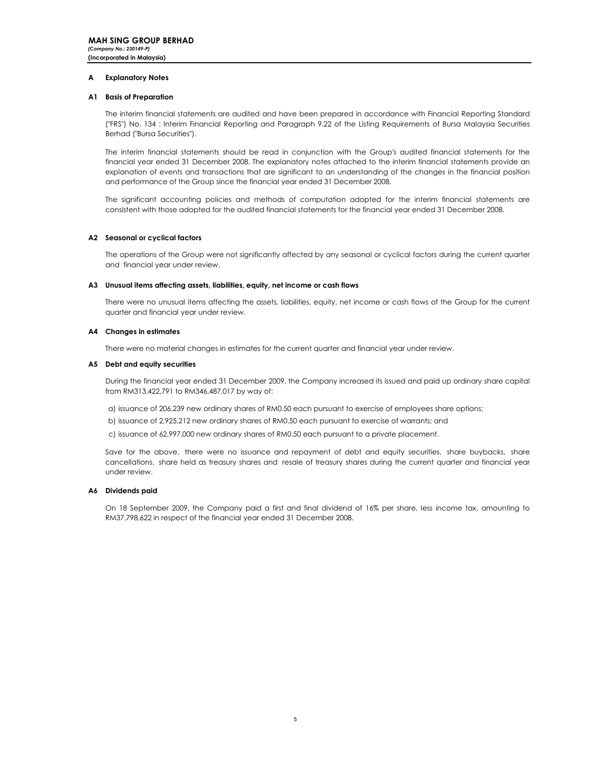**MAH SING GROUP BERHAD**
*(Company No.: 230149-P)*
**(Incorporated in Malaysia)**

## A Explanatory Notes

### A1 Basis of Preparation

The interim financial statements are audited and have been prepared in accordance with Financial Reporting Standard ("FRS") No. 134 : Interim Financial Reporting and Paragraph 9.22 of the Listing Requirements of Bursa Malaysia Securities Berhad ("Bursa Securities").

The interim financial statements should be read in conjunction with the Group's audited financial statements for the financial year ended 31 December 2008. The explanatory notes attached to the interim financial statements provide an explanation of events and transactions that are significant to an understanding of the changes in the financial position and performance of the Group since the financial year ended 31 December 2008.

The significant accounting policies and methods of computation adopted for the interim financial statements are consistent with those adopted for the audited financial statements for the financial year ended 31 December 2008.

### A2 Seasonal or cyclical factors

The operations of the Group were not significantly affected by any seasonal or cyclical factors during the current quarter and financial year under review.

### A3 Unusual items affecting assets, liabilities, equity, net income or cash flows

There were no unusual items affecting the assets, liabilities, equity, net income or cash flows of the Group for the current quarter and financial year under review.

### A4 Changes in estimates

There were no material changes in estimates for the current quarter and financial year under review.

### A5 Debt and equity securities

During the financial year ended 31 December 2009, the Company increased its issued and paid up ordinary share capital from RM313,422,791 to RM346,487,017 by way of:

a) issuance of 206,239 new ordinary shares of RM0.50 each pursuant to exercise of employees share options;

b) issuance of 2,925,212 new ordinary shares of RM0.50 each pursuant to exercise of warrants; and

c) issuance of 62,997,000 new ordinary shares of RM0.50 each pursuant to a private placement.

Save for the above, there were no issuance and repayment of debt and equity securities, share buybacks, share cancellations, share held as treasury shares and resale of treasury shares during the current quarter and financial year under review.

### A6 Dividends paid

On 18 September 2009, the Company paid a first and final dividend of 16% per share, less income tax, amounting to RM37,798,622 in respect of the financial year ended 31 December 2008.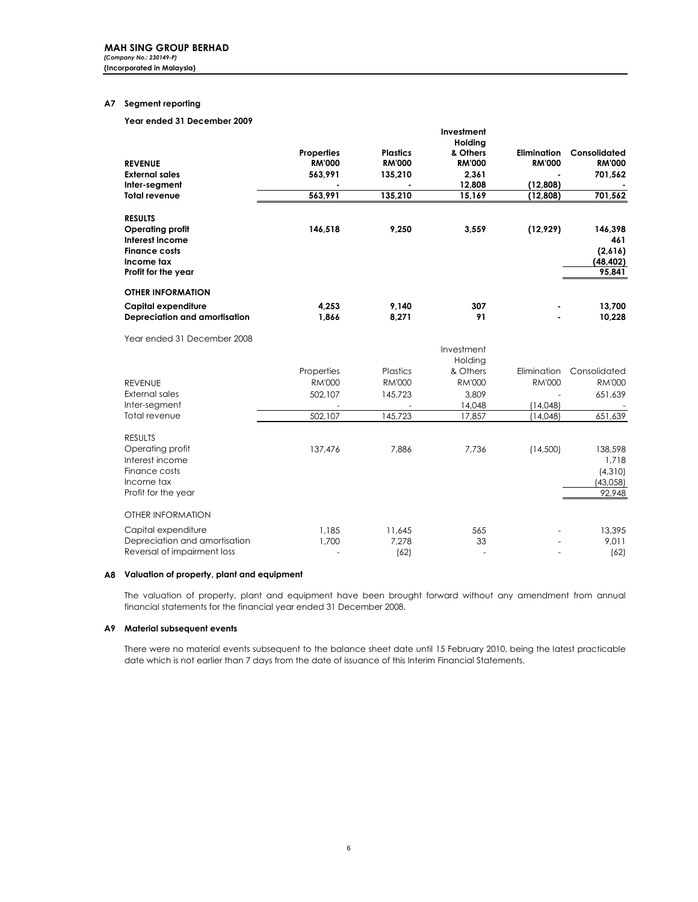MAH SING GROUP BERHAD
*(Company No.: 230149-P)*
**(Incorporated in Malaysia)**

## A7 Segment reporting

**Year ended 31 December 2009**

| | Properties | Plastics | Investment Holding & Others | Elimination | Consolidated |
|---|---|---|---|---|---|
| **REVENUE** | **RM'000** | **RM'000** | **RM'000** | **RM'000** | **RM'000** |
| **External sales** | **563,991** | **135,210** | **2,361** | **-** | **701,562** |
| **Inter-segment** | **-** | **-** | **12,808** | **(12,808)** | **-** |
| **Total revenue** | **563,991** | **135,210** | **15,169** | **(12,808)** | **701,562** |
| | | | | | |
| **RESULTS** | | | | | |
| **Operating profit** | **146,518** | **9,250** | **3,559** | **(12,929)** | **146,398** |
| **Interest income** | | | | | **461** |
| **Finance costs** | | | | | **(2,616)** |
| **Income tax** | | | | | **(48,402)** |
| **Profit for the year** | | | | | **95,841** |
| | | | | | |
| **OTHER INFORMATION** | | | | | |
| **Capital expenditure** | **4,253** | **9,140** | **307** | **-** | **13,700** |
| **Depreciation and amortisation** | **1,866** | **8,271** | **91** | **-** | **10,228** |

Year ended 31 December 2008

| | Properties | Plastics | Investment Holding & Others | Elimination | Consolidated |
|---|---|---|---|---|---|
| REVENUE | RM'000 | RM'000 | RM'000 | RM'000 | RM'000 |
| External sales | 502,107 | 145,723 | 3,809 | - | 651,639 |
| Inter-segment | - | - | 14,048 | (14,048) | - |
| Total revenue | 502,107 | 145,723 | 17,857 | (14,048) | 651,639 |
| | | | | | |
| RESULTS | | | | | |
| Operating profit | 137,476 | 7,886 | 7,736 | (14,500) | 138,598 |
| Interest income | | | | | 1,718 |
| Finance costs | | | | | (4,310) |
| Income tax | | | | | (43,058) |
| Profit for the year | | | | | 92,948 |
| | | | | | |
| OTHER INFORMATION | | | | | |
| Capital expenditure | 1,185 | 11,645 | 565 | - | 13,395 |
| Depreciation and amortisation | 1,700 | 7,278 | 33 | - | 9,011 |
| Reversal of impairment loss | - | (62) | - | - | (62) |

## A8 Valuation of property, plant and equipment

The valuation of property, plant and equipment have been brought forward without any amendment from annual financial statements for the financial year ended 31 December 2008.

## A9 Material subsequent events

There were no material events subsequent to the balance sheet date until 15 February 2010, being the latest practicable date which is not earlier than 7 days from the date of issuance of this Interim Financial Statements.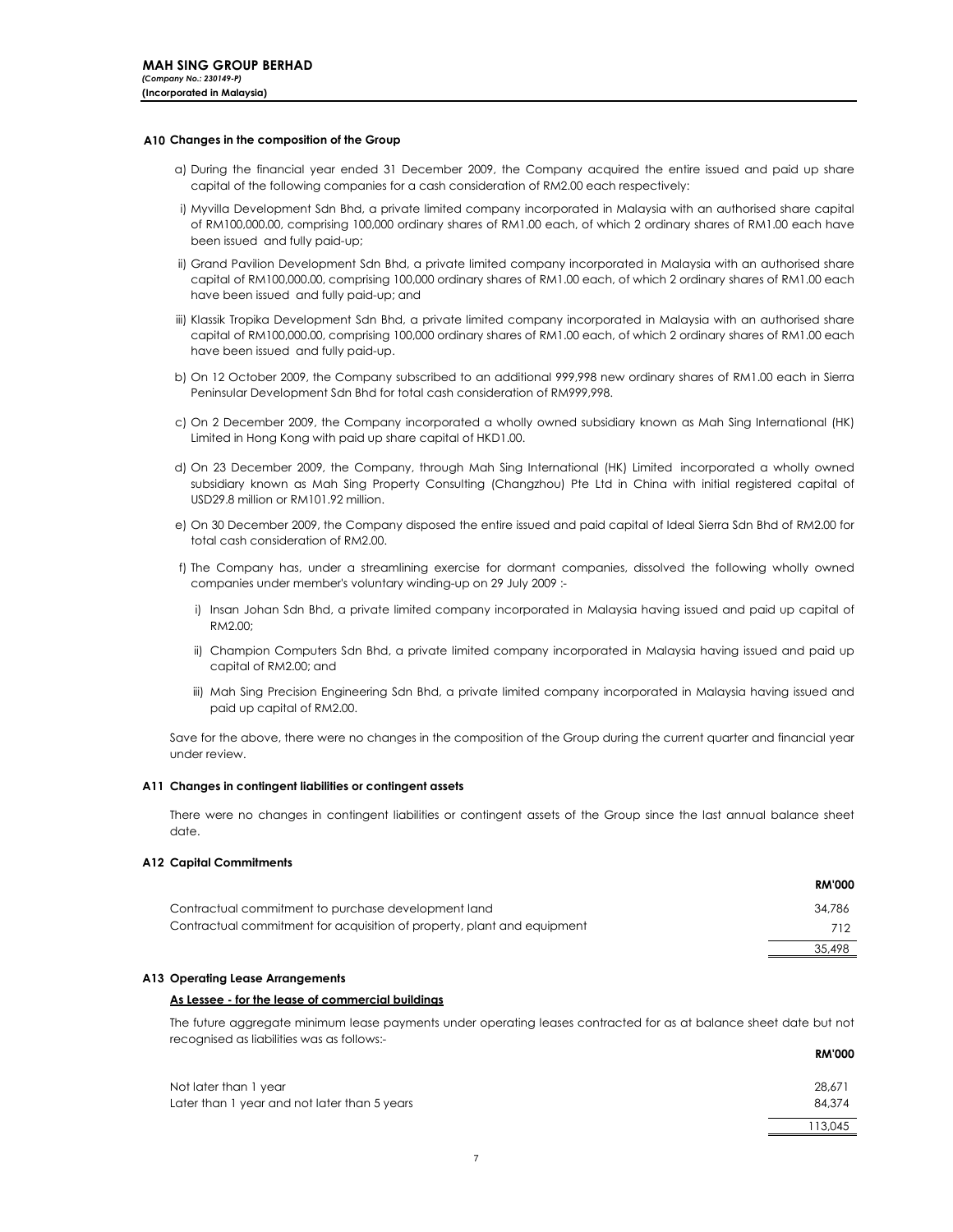**A10 Changes in the composition of the Group**

a) During the financial year ended 31 December 2009, the Company acquired the entire issued and paid up share capital of the following companies for a cash consideration of RM2.00 each respectively:

i) Myvilla Development Sdn Bhd, a private limited company incorporated in Malaysia with an authorised share capital of RM100,000.00, comprising 100,000 ordinary shares of RM1.00 each, of which 2 ordinary shares of RM1.00 each have been issued and fully paid-up;

ii) Grand Pavilion Development Sdn Bhd, a private limited company incorporated in Malaysia with an authorised share capital of RM100,000.00, comprising 100,000 ordinary shares of RM1.00 each, of which 2 ordinary shares of RM1.00 each have been issued and fully paid-up; and

iii) Klassik Tropika Development Sdn Bhd, a private limited company incorporated in Malaysia with an authorised share capital of RM100,000.00, comprising 100,000 ordinary shares of RM1.00 each, of which 2 ordinary shares of RM1.00 each have been issued and fully paid-up.

b) On 12 October 2009, the Company subscribed to an additional 999,998 new ordinary shares of RM1.00 each in Sierra Peninsular Development Sdn Bhd for total cash consideration of RM999,998.

c) On 2 December 2009, the Company incorporated a wholly owned subsidiary known as Mah Sing International (HK) Limited in Hong Kong with paid up share capital of HKD1.00.

d) On 23 December 2009, the Company, through Mah Sing International (HK) Limited incorporated a wholly owned subsidiary known as Mah Sing Property Consulting (Changzhou) Pte Ltd in China with initial registered capital of USD29.8 million or RM101.92 million.

e) On 30 December 2009, the Company disposed the entire issued and paid capital of Ideal Sierra Sdn Bhd of RM2.00 for total cash consideration of RM2.00.

f) The Company has, under a streamlining exercise for dormant companies, dissolved the following wholly owned companies under member's voluntary winding-up on 29 July 2009 :-

   i) Insan Johan Sdn Bhd, a private limited company incorporated in Malaysia having issued and paid up capital of RM2.00;

   ii) Champion Computers Sdn Bhd, a private limited company incorporated in Malaysia having issued and paid up capital of RM2.00; and

   iii) Mah Sing Precision Engineering Sdn Bhd, a private limited company incorporated in Malaysia having issued and paid up capital of RM2.00.

Save for the above, there were no changes in the composition of the Group during the current quarter and financial year under review.

**A11 Changes in contingent liabilities or contingent assets**

There were no changes in contingent liabilities or contingent assets of the Group since the last annual balance sheet date.

**A12 Capital Commitments**

| | RM'000 |
|---|---|
| Contractual commitment to purchase development land | 34,786 |
| Contractual commitment for acquisition of property, plant and equipment | 712 |
| | 35,498 |

**A13 Operating Lease Arrangements**

**As Lessee - for the lease of commercial buildings**

The future aggregate minimum lease payments under operating leases contracted for as at balance sheet date but not recognised as liabilities was as follows:-

| | RM'000 |
|---|---|
| Not later than 1 year | 28,671 |
| Later than 1 year and not later than 5 years | 84,374 |
| | 113,045 |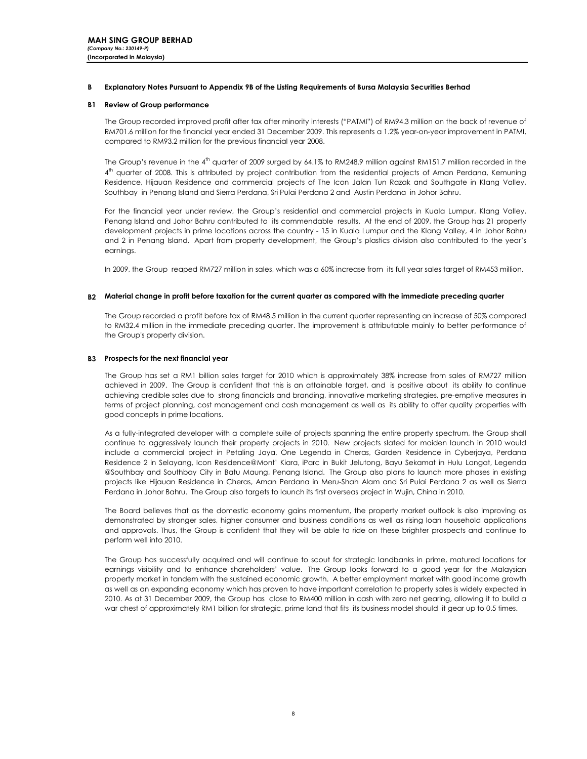**MAH SING GROUP BERHAD**
***(Company No.: 230149-P)***
**(Incorporated in Malaysia)**

## B Explanatory Notes Pursuant to Appendix 9B of the Listing Requirements of Bursa Malaysia Securities Berhad

### B1 Review of Group performance

The Group recorded improved profit after tax after minority interests ("PATMI") of RM94.3 million on the back of revenue of RM701.6 million for the financial year ended 31 December 2009. This represents a 1.2% year-on-year improvement in PATMI, compared to RM93.2 million for the previous financial year 2008.

The Group's revenue in the 4th quarter of 2009 surged by 64.1% to RM248.9 million against RM151.7 million recorded in the 4th quarter of 2008. This is attributed by project contribution from the residential projects of Aman Perdana, Kemuning Residence, Hijauan Residence and commercial projects of The Icon Jalan Tun Razak and Southgate in Klang Valley, Southbay in Penang Island and Sierra Perdana, Sri Pulai Perdana 2 and Austin Perdana in Johor Bahru.

For the financial year under review, the Group's residential and commercial projects in Kuala Lumpur, Klang Valley, Penang Island and Johor Bahru contributed to its commendable results. At the end of 2009, the Group has 21 property development projects in prime locations across the country - 15 in Kuala Lumpur and the Klang Valley, 4 in Johor Bahru and 2 in Penang Island. Apart from property development, the Group's plastics division also contributed to the year's earnings.

In 2009, the Group reaped RM727 million in sales, which was a 60% increase from its full year sales target of RM453 million.

### B2 Material change in profit before taxation for the current quarter as compared with the immediate preceding quarter

The Group recorded a profit before tax of RM48.5 million in the current quarter representing an increase of 50% compared to RM32.4 million in the immediate preceding quarter. The improvement is attributable mainly to better performance of the Group's property division.

### B3 Prospects for the next financial year

The Group has set a RM1 billion sales target for 2010 which is approximately 38% increase from sales of RM727 million achieved in 2009. The Group is confident that this is an attainable target, and is positive about its ability to continue achieving credible sales due to strong financials and branding, innovative marketing strategies, pre-emptive measures in terms of project planning, cost management and cash management as well as its ability to offer quality properties with good concepts in prime locations.

As a fully-integrated developer with a complete suite of projects spanning the entire property spectrum, the Group shall continue to aggressively launch their property projects in 2010. New projects slated for maiden launch in 2010 would include a commercial project in Petaling Jaya, One Legenda in Cheras, Garden Residence in Cyberjaya, Perdana Residence 2 in Selayang, Icon Residence@Mont' Kiara, iParc in Bukit Jelutong, Bayu Sekamat in Hulu Langat, Legenda @Southbay and Southbay City in Batu Maung, Penang Island. The Group also plans to launch more phases in existing projects like Hijauan Residence in Cheras, Aman Perdana in Meru-Shah Alam and Sri Pulai Perdana 2 as well as Sierra Perdana in Johor Bahru. The Group also targets to launch its first overseas project in Wujin, China in 2010.

The Board believes that as the domestic economy gains momentum, the property market outlook is also improving as demonstrated by stronger sales, higher consumer and business conditions as well as rising loan household applications and approvals. Thus, the Group is confident that they will be able to ride on these brighter prospects and continue to perform well into 2010.

The Group has successfully acquired and will continue to scout for strategic landbanks in prime, matured locations for earnings visibility and to enhance shareholders' value. The Group looks forward to a good year for the Malaysian property market in tandem with the sustained economic growth. A better employment market with good income growth as well as an expanding economy which has proven to have important correlation to property sales is widely expected in 2010. As at 31 December 2009, the Group has close to RM400 million in cash with zero net gearing, allowing it to build a war chest of approximately RM1 billion for strategic, prime land that fits its business model should it gear up to 0.5 times.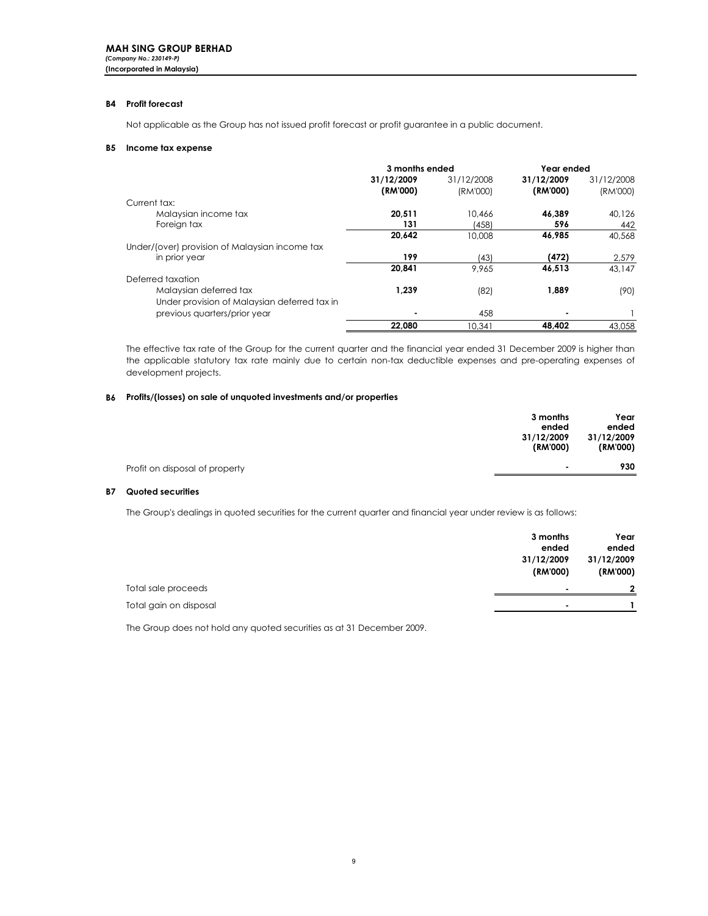**MAH SING GROUP BERHAD**
*(Company No.: 230149-P)*
**(Incorporated in Malaysia)**

### B4 Profit forecast

Not applicable as the Group has not issued profit forecast or profit guarantee in a public document.

### B5 Income tax expense

| | 3 months ended | | Year ended | |
|---|---|---|---|---|
| | **31/12/2009 (RM'000)** | 31/12/2008 (RM'000) | **31/12/2009 (RM'000)** | 31/12/2008 (RM'000) |
| Current tax: | | | | |
| Malaysian income tax | **20,511** | 10,466 | **46,389** | 40,126 |
| Foreign tax | **131** | (458) | **596** | 442 |
| | **20,642** | 10,008 | **46,985** | 40,568 |
| Under/(over) provision of Malaysian income tax in prior year | **199** | (43) | **(472)** | 2,579 |
| | **20,841** | 9,965 | **46,513** | 43,147 |
| Deferred taxation | | | | |
| Malaysian deferred tax | **1,239** | (82) | **1,889** | (90) |
| Under provision of Malaysian deferred tax in previous quarters/prior year | **-** | 458 | **-** | 1 |
| | **22,080** | 10,341 | **48,402** | 43,058 |

The effective tax rate of the Group for the current quarter and the financial year ended 31 December 2009 is higher than the applicable statutory tax rate mainly due to certain non-tax deductible expenses and pre-operating expenses of development projects.

### B6 Profits/(losses) on sale of unquoted investments and/or properties

| | **3 months ended 31/12/2009 (RM'000)** | **Year ended 31/12/2009 (RM'000)** |
|---|---|---|
| Profit on disposal of property | **-** | **930** |

### B7 Quoted securities

The Group's dealings in quoted securities for the current quarter and financial year under review is as follows:

| | **3 months ended 31/12/2009 (RM'000)** | **Year ended 31/12/2009 (RM'000)** |
|---|---|---|
| Total sale proceeds | **-** | **2** |
| Total gain on disposal | **-** | **1** |

The Group does not hold any quoted securities as at 31 December 2009.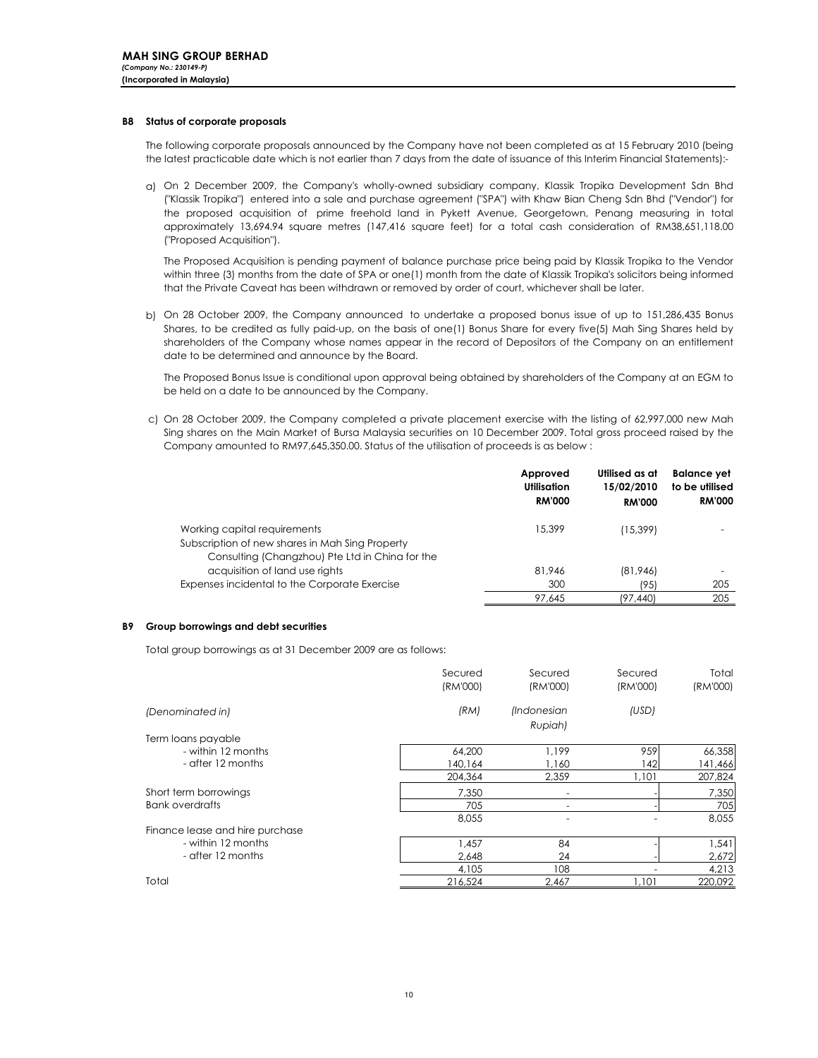**MAH SING GROUP BERHAD**
*(Company No.: 230149-P)*
**(Incorporated in Malaysia)**

### B8 Status of corporate proposals

The following corporate proposals announced by the Company have not been completed as at 15 February 2010 (being the latest practicable date which is not earlier than 7 days from the date of issuance of this Interim Financial Statements):-

a) On 2 December 2009, the Company's wholly-owned subsidiary company, Klassik Tropika Development Sdn Bhd ("Klassik Tropika") entered into a sale and purchase agreement ("SPA") with Khaw Bian Cheng Sdn Bhd ("Vendor") for the proposed acquisition of prime freehold land in Pykett Avenue, Georgetown, Penang measuring in total approximately 13,694.94 square metres (147,416 square feet) for a total cash consideration of RM38,651,118.00 ("Proposed Acquisition").

The Proposed Acquisition is pending payment of balance purchase price being paid by Klassik Tropika to the Vendor within three (3) months from the date of SPA or one(1) month from the date of Klassik Tropika's solicitors being informed that the Private Caveat has been withdrawn or removed by order of court, whichever shall be later.

b) On 28 October 2009, the Company announced to undertake a proposed bonus issue of up to 151,286,435 Bonus Shares, to be credited as fully paid-up, on the basis of one(1) Bonus Share for every five(5) Mah Sing Shares held by shareholders of the Company whose names appear in the record of Depositors of the Company on an entitlement date to be determined and announce by the Board.

The Proposed Bonus Issue is conditional upon approval being obtained by shareholders of the Company at an EGM to be held on a date to be announced by the Company.

c) On 28 October 2009, the Company completed a private placement exercise with the listing of 62,997,000 new Mah Sing shares on the Main Market of Bursa Malaysia securities on 10 December 2009. Total gross proceed raised by the Company amounted to RM97,645,350.00. Status of the utilisation of proceeds is as below :

| | Approved Utilisation RM'000 | Utilised as at 15/02/2010 RM'000 | Balance yet to be utilised RM'000 |
|---|---|---|---|
| Working capital requirements | 15,399 | (15,399) | - |
| Subscription of new shares in Mah Sing Property Consulting (Changzhou) Pte Ltd in China for the acquisition of land use rights | 81,946 | (81,946) | - |
| Expenses incidental to the Corporate Exercise | 300 | (95) | 205 |
| | 97,645 | (97,440) | 205 |

### B9 Group borrowings and debt securities

Total group borrowings as at 31 December 2009 are as follows:

| | Secured (RM'000) | Secured (RM'000) | Secured (RM'000) | Total (RM'000) |
|---|---|---|---|---|
| *(Denominated in)* | *(RM)* | *(Indonesian Rupiah)* | *(USD)* | |
| Term loans payable | | | | |
| - within 12 months | 64,200 | 1,199 | 959 | 66,358 |
| - after 12 months | 140,164 | 1,160 | 142 | 141,466 |
| | 204,364 | 2,359 | 1,101 | 207,824 |
| Short term borrowings | 7,350 | - | - | 7,350 |
| Bank overdrafts | 705 | - | - | 705 |
| | 8,055 | - | - | 8,055 |
| Finance lease and hire purchase | | | | |
| - within 12 months | 1,457 | 84 | - | 1,541 |
| - after 12 months | 2,648 | 24 | - | 2,672 |
| | 4,105 | 108 | - | 4,213 |
| Total | 216,524 | 2,467 | 1,101 | 220,092 |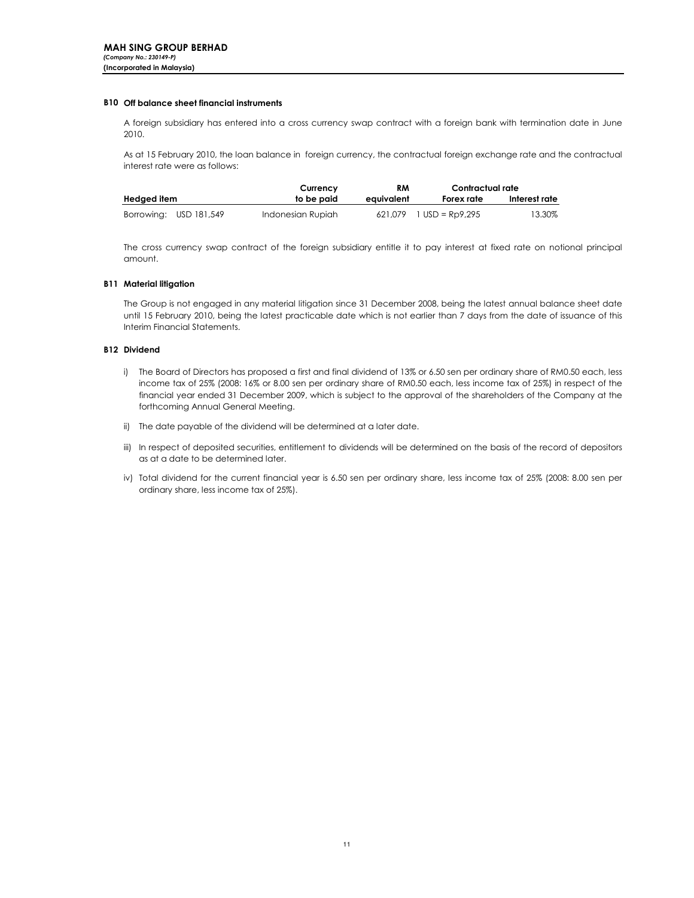**MAH SING GROUP BERHAD**
*(Company No.: 230149-P)*
**(Incorporated in Malaysia)**

### B10 Off balance sheet financial instruments

A foreign subsidiary has entered into a cross currency swap contract with a foreign bank with termination date in June 2010.

As at 15 February 2010, the loan balance in foreign currency, the contractual foreign exchange rate and the contractual interest rate were as follows:

| Hedged item | Currency to be paid | RM equivalent | Contractual rate | |
|---|---|---|---|---|
| | | | Forex rate | Interest rate |
| Borrowing: USD 181,549 | Indonesian Rupiah | 621,079 | 1 USD = Rp9,295 | 13.30% |

The cross currency swap contract of the foreign subsidiary entitle it to pay interest at fixed rate on notional principal amount.

### B11 Material litigation

The Group is not engaged in any material litigation since 31 December 2008, being the latest annual balance sheet date until 15 February 2010, being the latest practicable date which is not earlier than 7 days from the date of issuance of this Interim Financial Statements.

### B12 Dividend

i) The Board of Directors has proposed a first and final dividend of 13% or 6.50 sen per ordinary share of RM0.50 each, less income tax of 25% (2008: 16% or 8.00 sen per ordinary share of RM0.50 each, less income tax of 25%) in respect of the financial year ended 31 December 2009, which is subject to the approval of the shareholders of the Company at the forthcoming Annual General Meeting.

ii) The date payable of the dividend will be determined at a later date.

iii) In respect of deposited securities, entitlement to dividends will be determined on the basis of the record of depositors as at a date to be determined later.

iv) Total dividend for the current financial year is 6.50 sen per ordinary share, less income tax of 25% (2008: 8.00 sen per ordinary share, less income tax of 25%).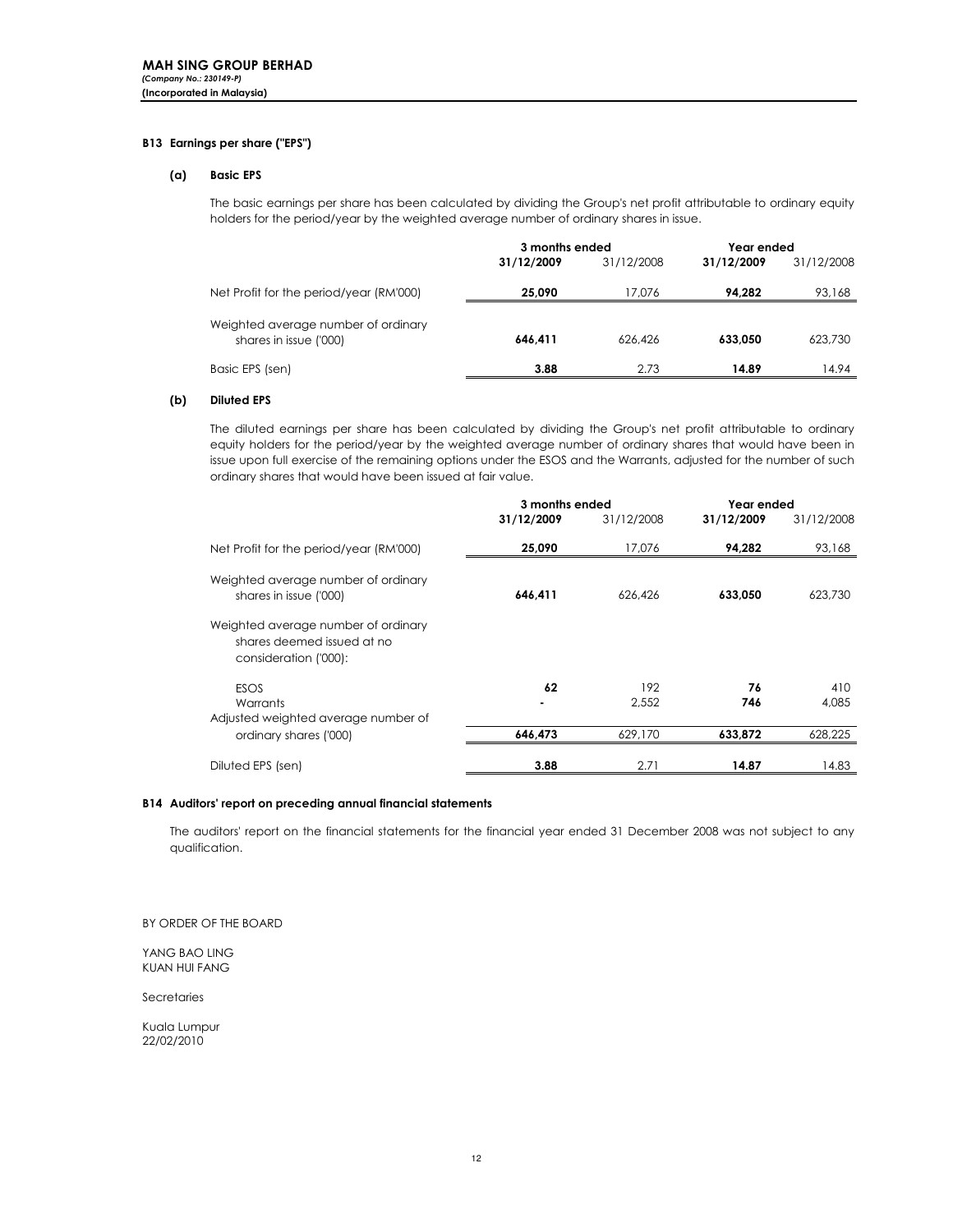**MAH SING GROUP BERHAD**
*(Company No.: 230149-P)*
**(Incorporated in Malaysia)**

### B13 Earnings per share ("EPS")

#### (a) Basic EPS

The basic earnings per share has been calculated by dividing the Group's net profit attributable to ordinary equity holders for the period/year by the weighted average number of ordinary shares in issue.

| | 3 months ended | | Year ended | |
|---|---|---|---|---|
| | **31/12/2009** | 31/12/2008 | **31/12/2009** | 31/12/2008 |
| Net Profit for the period/year (RM'000) | **25,090** | 17,076 | **94,282** | 93,168 |
| Weighted average number of ordinary shares in issue ('000) | **646,411** | 626,426 | **633,050** | 623,730 |
| Basic EPS (sen) | **3.88** | 2.73 | **14.89** | 14.94 |

#### (b) Diluted EPS

The diluted earnings per share has been calculated by dividing the Group's net profit attributable to ordinary equity holders for the period/year by the weighted average number of ordinary shares that would have been in issue upon full exercise of the remaining options under the ESOS and the Warrants, adjusted for the number of such ordinary shares that would have been issued at fair value.

| | 3 months ended | | Year ended | |
|---|---|---|---|---|
| | **31/12/2009** | 31/12/2008 | **31/12/2009** | 31/12/2008 |
| Net Profit for the period/year (RM'000) | **25,090** | 17,076 | **94,282** | 93,168 |
| Weighted average number of ordinary shares in issue ('000) | **646,411** | 626,426 | **633,050** | 623,730 |
| Weighted average number of ordinary shares deemed issued at no consideration ('000): | | | | |
| ESOS | **62** | 192 | **76** | 410 |
| Warrants | **-** | 2,552 | **746** | 4,085 |
| Adjusted weighted average number of ordinary shares ('000) | **646,473** | 629,170 | **633,872** | 628,225 |
| Diluted EPS (sen) | **3.88** | 2.71 | **14.87** | 14.83 |

### B14 Auditors' report on preceding annual financial statements

The auditors' report on the financial statements for the financial year ended 31 December 2008 was not subject to any qualification.

BY ORDER OF THE BOARD

YANG BAO LING
KUAN HUI FANG

Secretaries

Kuala Lumpur
22/02/2010